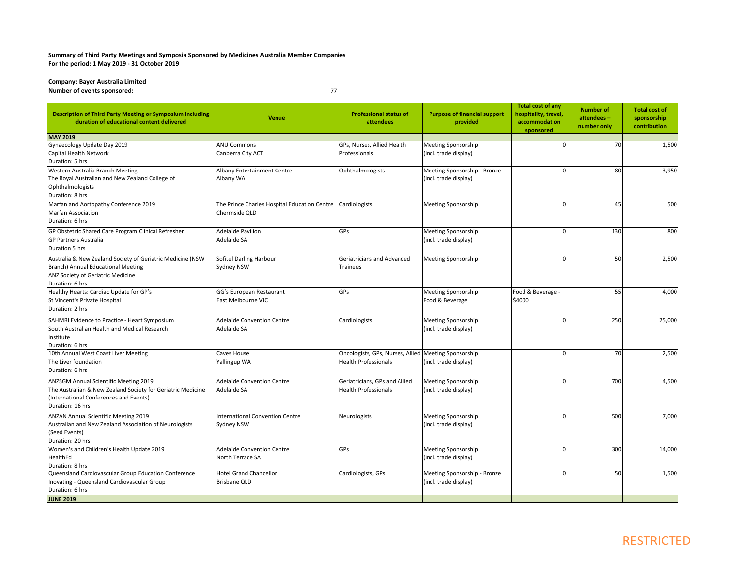**Summary of Third Party Meetings and Symposia Sponsored by Medicines Australia Member Companies**
**For the period: 1 May 2019 - 31 October 2019**

**Company: Bayer Australia Limited**
**Number of events sponsored:** 77

| Description of Third Party Meeting or Symposium including duration of educational content delivered | Venue | Professional status of attendees | Purpose of financial support provided | Total cost of any hospitality, travel, accommodation sponsored | Number of attendees – number only | Total cost of sponsorship contribution |
|---|---|---|---|---|---|---|
| **MAY 2019** | | | | | | |
| Gynaecology Update Day 2019<br>Capital Health Network<br>Duration: 5 hrs | ANU Commons<br>Canberra City ACT | GPs, Nurses, Allied Health Professionals | Meeting Sponsorship<br>(incl. trade display) | 0 | 70 | 1,500 |
| Western Australia Branch Meeting<br>The Royal Australian and New Zealand College of Ophthalmologists<br>Duration: 8 hrs | Albany Entertainment Centre<br>Albany WA | Ophthalmologists | Meeting Sponsorship - Bronze<br>(incl. trade display) | 0 | 80 | 3,950 |
| Marfan and Aortopathy Conference 2019<br>Marfan Association<br>Duration: 6 hrs | The Prince Charles Hospital Education Centre<br>Chermside QLD | Cardiologists | Meeting Sponsorship | 0 | 45 | 500 |
| GP Obstetric Shared Care Program Clinical Refresher<br>GP Partners Australia<br>Duration 5 hrs | Adelaide Pavilion<br>Adelaide SA | GPs | Meeting Sponsorship<br>(incl. trade display) | 0 | 130 | 800 |
| Australia & New Zealand Society of Geriatric Medicine (NSW Branch) Annual Educational Meeting<br>ANZ Society of Geriatric Medicine<br>Duration: 6 hrs | Sofitel Darling Harbour<br>Sydney NSW | Geriatricians and Advanced Trainees | Meeting Sponsorship | 0 | 50 | 2,500 |
| Healthy Hearts: Cardiac Update for GP's<br>St Vincent's Private Hospital<br>Duration: 2 hrs | GG's European Restaurant<br>East Melbourne VIC | GPs | Meeting Sponsorship<br>Food & Beverage | Food & Beverage - $4000 | 55 | 4,000 |
| SAHMRI Evidence to Practice - Heart Symposium<br>South Australian Health and Medical Research Institute<br>Duration: 6 hrs | Adelaide Convention Centre<br>Adelaide SA | Cardiologists | Meeting Sponsorship<br>(incl. trade display) | 0 | 250 | 25,000 |
| 10th Annual West Coast Liver Meeting<br>The Liver foundation<br>Duration: 6 hrs | Caves House<br>Yallingup WA | Oncologists, GPs, Nurses, Allied Health Professionals | Meeting Sponsorship<br>(incl. trade display) | 0 | 70 | 2,500 |
| ANZSGM Annual Scientific Meeting 2019<br>The Australian & New Zealand Society for Geriatric Medicine<br>(International Conferences and Events)<br>Duration: 16 hrs | Adelaide Convention Centre<br>Adelaide SA | Geriatricians, GPs and Allied Health Professionals | Meeting Sponsorship<br>(incl. trade display) | 0 | 700 | 4,500 |
| ANZAN Annual Scientific Meeting 2019<br>Australian and New Zealand Association of Neurologists<br>(Seed Events)<br>Duration: 20 hrs | International Convention Centre<br>Sydney NSW | Neurologists | Meeting Sponsorship<br>(incl. trade display) | 0 | 500 | 7,000 |
| Women's and Children's Health Update 2019<br>HealthEd<br>Duration: 8 hrs | Adelaide Convention Centre<br>North Terrace SA | GPs | Meeting Sponsorship<br>(incl. trade display) | 0 | 300 | 14,000 |
| Queensland Cardiovascular Group Education Conference<br>Inovating - Queensland Cardiovascular Group<br>Duration: 6 hrs | Hotel Grand Chancellor<br>Brisbane QLD | Cardiologists, GPs | Meeting Sponsorship - Bronze<br>(incl. trade display) | 0 | 50 | 1,500 |
| **JUNE 2019** | | | | | | |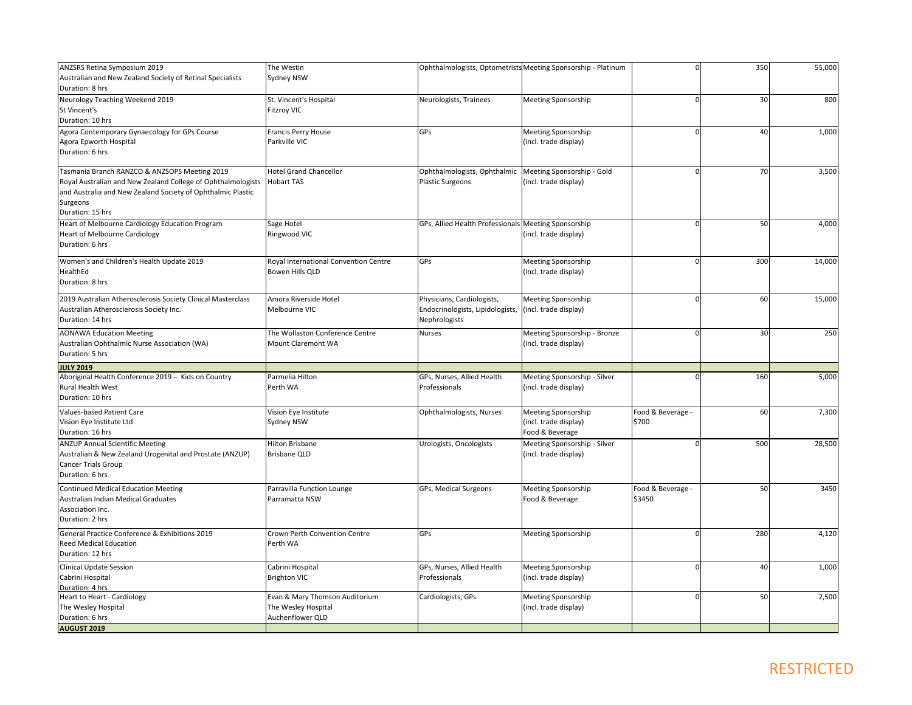| | | | | | | |
|---|---|---|---|---|---|---|
| ANZSRS Retina Symposium 2019<br>Australian and New Zealand Society of Retinal Specialists<br>Duration: 8 hrs | The Westin<br>Sydney NSW | Ophthalmologists, Optometrists | Meeting Sponsorship - Platinum | 0 | 350 | 55,000 |
| Neurology Teaching Weekend 2019<br>St Vincent's<br>Duration: 10 hrs | St. Vincent's Hospital<br>Fitzroy VIC | Neurologists, Trainees | Meeting Sponsorship | 0 | 30 | 800 |
| Agora Contemporary Gynaecology for GPs Course<br>Agora Epworth Hospital<br>Duration: 6 hrs | Francis Perry House<br>Parkville VIC | GPs | Meeting Sponsorship<br>(incl. trade display) | 0 | 40 | 1,000 |
| Tasmania Branch RANZCO & ANZSOPS Meeting 2019<br>Royal Australian and New Zealand College of Ophthalmologists and Australia and New Zealand Society of Ophthalmic Plastic Surgeons<br>Duration: 15 hrs | Hotel Grand Chancellor<br>Hobart TAS | Ophthalmologists, Ophthalmic Plastic Surgeons | Meeting Sponsorship - Gold<br>(incl. trade display) | 0 | 70 | 3,500 |
| Heart of Melbourne Cardiology Education Program<br>Heart of Melbourne Cardiology<br>Duration: 6 hrs | Sage Hotel<br>Ringwood VIC | GPs, Allied Health Professionals | Meeting Sponsorship<br>(incl. trade display) | 0 | 50 | 4,000 |
| Women's and Children's Health Update 2019<br>HealthEd<br>Duration: 8 hrs | Royal International Convention Centre<br>Bowen Hills QLD | GPs | Meeting Sponsorship<br>(incl. trade display) | 0 | 300 | 14,000 |
| 2019 Australian Atherosclerosis Society Clinical Masterclass<br>Australian Atherosclerosis Society Inc.<br>Duration: 14 hrs | Amora Riverside Hotel<br>Melbourne VIC | Physicians, Cardiologists, Endocrinologists, Lipidologists, Nephrologists | Meeting Sponsorship<br>(incl. trade display) | 0 | 60 | 15,000 |
| AONAWA Education Meeting<br>Australian Ophthalmic Nurse Association (WA)<br>Duration: 5 hrs | The Wollaston Conference Centre<br>Mount Claremont WA | Nurses | Meeting Sponsorship - Bronze<br>(incl. trade display) | 0 | 30 | 250 |
| **JULY 2019** | | | | | | |
| Aboriginal Health Conference 2019 – Kids on Country<br>Rural Health West<br>Duration: 10 hrs | Parmelia Hilton<br>Perth WA | GPs, Nurses, Allied Health Professionals | Meeting Sponsorship - Silver<br>(incl. trade display) | 0 | 160 | 5,000 |
| Values-based Patient Care<br>Vision Eye Institute Ltd<br>Duration: 16 hrs | Vision Eye Institute<br>Sydney NSW | Ophthalmologists, Nurses | Meeting Sponsorship<br>(incl. trade display)<br>Food & Beverage | Food & Beverage - $700 | 60 | 7,300 |
| ANZUP Annual Scientific Meeting<br>Australian & New Zealand Urogenital and Prostate (ANZUP) Cancer Trials Group<br>Duration: 6 hrs | Hilton Brisbane<br>Brisbane QLD | Urologists, Oncologists | Meeting Sponsorship - Silver<br>(incl. trade display) | 0 | 500 | 28,500 |
| Continued Medical Education Meeting<br>Australian Indian Medical Graduates Association Inc.<br>Duration: 2 hrs | Parravilla Function Lounge<br>Parramatta NSW | GPs, Medical Surgeons | Meeting Sponsorship<br>Food & Beverage | Food & Beverage - $3450 | 50 | 3450 |
| General Practice Conference & Exhibitions 2019<br>Reed Medical Education<br>Duration: 12 hrs | Crown Perth Convention Centre<br>Perth WA | GPs | Meeting Sponsorship | 0 | 280 | 4,120 |
| Clinical Update Session<br>Cabrini Hospital<br>Duration: 4 hrs | Cabrini Hospital<br>Brighton VIC | GPs, Nurses, Allied Health Professionals | Meeting Sponsorship<br>(incl. trade display) | 0 | 40 | 1,000 |
| Heart to Heart - Cardiology<br>The Wesley Hospital<br>Duration: 6 hrs | Evan & Mary Thomson Auditorium<br>The Wesley Hospital<br>Auchenflower QLD | Cardiologists, GPs | Meeting Sponsorship<br>(incl. trade display) | 0 | 50 | 2,500 |
| **AUGUST 2019** | | | | | | |

RESTRICTED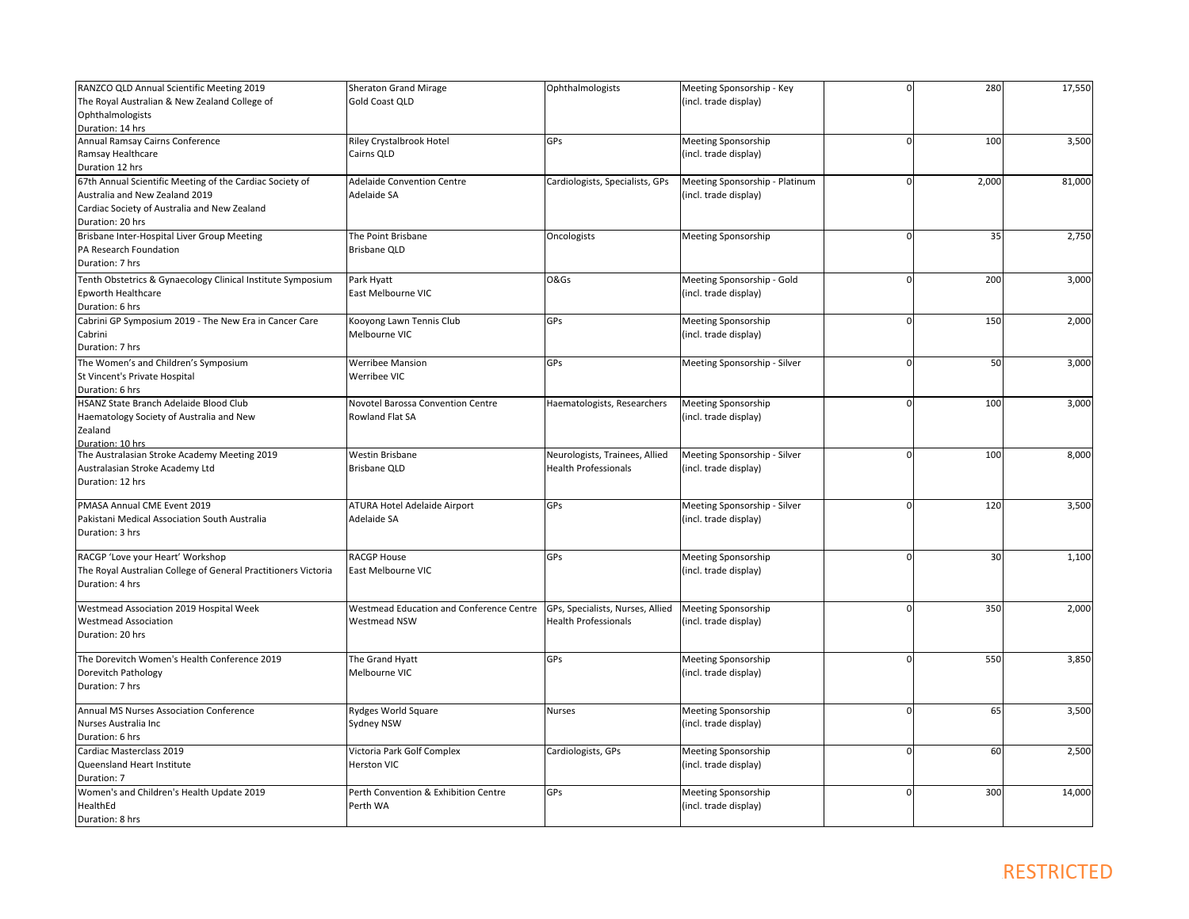| | | | | | | |
|---|---|---|---|---|---|---|
| RANZCO QLD Annual Scientific Meeting 2019<br>The Royal Australian & New Zealand College of Ophthalmologists<br>Duration: 14 hrs | Sheraton Grand Mirage<br>Gold Coast QLD | Ophthalmologists | Meeting Sponsorship - Key<br>(incl. trade display) | 0 | 280 | 17,550 |
| Annual Ramsay Cairns Conference<br>Ramsay Healthcare<br>Duration 12 hrs | Riley Crystalbrook Hotel<br>Cairns QLD | GPs | Meeting Sponsorship<br>(incl. trade display) | 0 | 100 | 3,500 |
| 67th Annual Scientific Meeting of the Cardiac Society of Australia and New Zealand 2019<br>Cardiac Society of Australia and New Zealand<br>Duration: 20 hrs | Adelaide Convention Centre<br>Adelaide SA | Cardiologists, Specialists, GPs | Meeting Sponsorship - Platinum<br>(incl. trade display) | 0 | 2,000 | 81,000 |
| Brisbane Inter-Hospital Liver Group Meeting<br>PA Research Foundation<br>Duration: 7 hrs | The Point Brisbane<br>Brisbane QLD | Oncologists | Meeting Sponsorship | 0 | 35 | 2,750 |
| Tenth Obstetrics & Gynaecology Clinical Institute Symposium<br>Epworth Healthcare<br>Duration: 6 hrs | Park Hyatt<br>East Melbourne VIC | O&Gs | Meeting Sponsorship - Gold<br>(incl. trade display) | 0 | 200 | 3,000 |
| Cabrini GP Symposium 2019 - The New Era in Cancer Care<br>Cabrini<br>Duration: 7 hrs | Kooyong Lawn Tennis Club<br>Melbourne VIC | GPs | Meeting Sponsorship<br>(incl. trade display) | 0 | 150 | 2,000 |
| The Women's and Children's Symposium<br>St Vincent's Private Hospital<br>Duration: 6 hrs | Werribee Mansion<br>Werribee VIC | GPs | Meeting Sponsorship - Silver | 0 | 50 | 3,000 |
| HSANZ State Branch Adelaide Blood Club<br>Haematology Society of Australia and New Zealand<br>Duration: 10 hrs | Novotel Barossa Convention Centre<br>Rowland Flat SA | Haematologists, Researchers | Meeting Sponsorship<br>(incl. trade display) | 0 | 100 | 3,000 |
| The Australasian Stroke Academy Meeting 2019<br>Australasian Stroke Academy Ltd<br>Duration: 12 hrs | Westin Brisbane<br>Brisbane QLD | Neurologists, Trainees, Allied Health Professionals | Meeting Sponsorship - Silver<br>(incl. trade display) | 0 | 100 | 8,000 |
| PMASA Annual CME Event 2019<br>Pakistani Medical Association South Australia<br>Duration: 3 hrs | ATURA Hotel Adelaide Airport<br>Adelaide SA | GPs | Meeting Sponsorship - Silver<br>(incl. trade display) | 0 | 120 | 3,500 |
| RACGP 'Love your Heart' Workshop<br>The Royal Australian College of General Practitioners Victoria<br>Duration: 4 hrs | RACGP House<br>East Melbourne VIC | GPs | Meeting Sponsorship<br>(incl. trade display) | 0 | 30 | 1,100 |
| Westmead Association 2019 Hospital Week<br>Westmead Association<br>Duration: 20 hrs | Westmead Education and Conference Centre<br>Westmead NSW | GPs, Specialists, Nurses, Allied Health Professionals | Meeting Sponsorship<br>(incl. trade display) | 0 | 350 | 2,000 |
| The Dorevitch Women's Health Conference 2019<br>Dorevitch Pathology<br>Duration: 7 hrs | The Grand Hyatt<br>Melbourne VIC | GPs | Meeting Sponsorship<br>(incl. trade display) | 0 | 550 | 3,850 |
| Annual MS Nurses Association Conference<br>Nurses Australia Inc<br>Duration: 6 hrs | Rydges World Square<br>Sydney NSW | Nurses | Meeting Sponsorship<br>(incl. trade display) | 0 | 65 | 3,500 |
| Cardiac Masterclass 2019<br>Queensland Heart Institute<br>Duration: 7 | Victoria Park Golf Complex<br>Herston VIC | Cardiologists, GPs | Meeting Sponsorship<br>(incl. trade display) | 0 | 60 | 2,500 |
| Women's and Children's Health Update 2019<br>HealthEd<br>Duration: 8 hrs | Perth Convention & Exhibition Centre<br>Perth WA | GPs | Meeting Sponsorship<br>(incl. trade display) | 0 | 300 | 14,000 |

RESTRICTED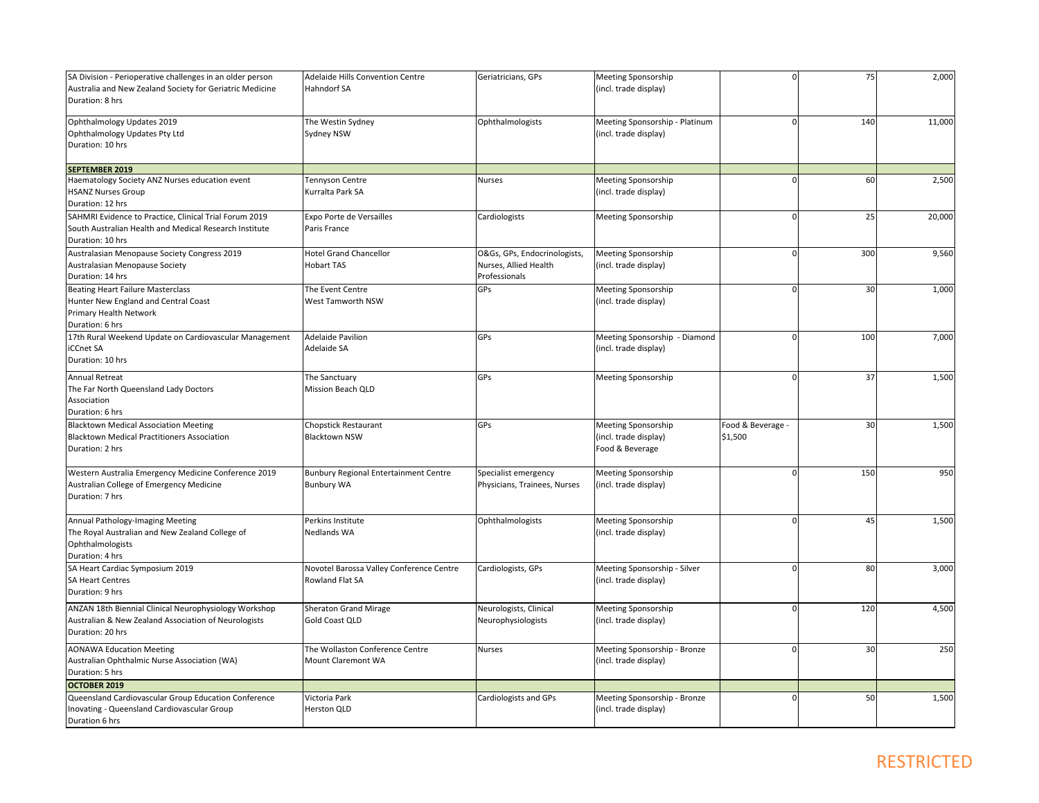| | | | | | | |
|---|---|---|---|---|---|---|
| SA Division - Perioperative challenges in an older person<br>Australia and New Zealand Society for Geriatric Medicine<br>Duration: 8 hrs | Adelaide Hills Convention Centre<br>Hahndorf SA | Geriatricians, GPs | Meeting Sponsorship<br>(incl. trade display) | 0 | 75 | 2,000 |
| Ophthalmology Updates 2019<br>Ophthalmology Updates Pty Ltd<br>Duration: 10 hrs | The Westin Sydney<br>Sydney NSW | Ophthalmologists | Meeting Sponsorship - Platinum<br>(incl. trade display) | 0 | 140 | 11,000 |
| **SEPTEMBER 2019** | | | | | | |
| Haematology Society ANZ Nurses education event<br>HSANZ Nurses Group<br>Duration: 12 hrs | Tennyson Centre<br>Kurralta Park SA | Nurses | Meeting Sponsorship<br>(incl. trade display) | 0 | 60 | 2,500 |
| SAHMRI Evidence to Practice, Clinical Trial Forum 2019<br>South Australian Health and Medical Research Institute<br>Duration: 10 hrs | Expo Porte de Versailles<br>Paris France | Cardiologists | Meeting Sponsorship | 0 | 25 | 20,000 |
| Australasian Menopause Society Congress 2019<br>Australasian Menopause Society<br>Duration: 14 hrs | Hotel Grand Chancellor<br>Hobart TAS | O&Gs, GPs, Endocrinologists, Nurses, Allied Health Professionals | Meeting Sponsorship<br>(incl. trade display) | 0 | 300 | 9,560 |
| Beating Heart Failure Masterclass<br>Hunter New England and Central Coast<br>Primary Health Network<br>Duration: 6 hrs | The Event Centre<br>West Tamworth NSW | GPs | Meeting Sponsorship<br>(incl. trade display) | 0 | 30 | 1,000 |
| 17th Rural Weekend Update on Cardiovascular Management<br>iCCnet SA<br>Duration: 10 hrs | Adelaide Pavilion<br>Adelaide SA | GPs | Meeting Sponsorship - Diamond<br>(incl. trade display) | 0 | 100 | 7,000 |
| Annual Retreat<br>The Far North Queensland Lady Doctors<br>Association<br>Duration: 6 hrs | The Sanctuary<br>Mission Beach QLD | GPs | Meeting Sponsorship | 0 | 37 | 1,500 |
| Blacktown Medical Association Meeting<br>Blacktown Medical Practitioners Association<br>Duration: 2 hrs | Chopstick Restaurant<br>Blacktown NSW | GPs | Meeting Sponsorship<br>(incl. trade display)<br>Food & Beverage | Food & Beverage - $1,500 | 30 | 1,500 |
| Western Australia Emergency Medicine Conference 2019<br>Australian College of Emergency Medicine<br>Duration: 7 hrs | Bunbury Regional Entertainment Centre<br>Bunbury WA | Specialist emergency Physicians, Trainees, Nurses | Meeting Sponsorship<br>(incl. trade display) | 0 | 150 | 950 |
| Annual Pathology-Imaging Meeting<br>The Royal Australian and New Zealand College of<br>Ophthalmologists<br>Duration: 4 hrs | Perkins Institute<br>Nedlands WA | Ophthalmologists | Meeting Sponsorship<br>(incl. trade display) | 0 | 45 | 1,500 |
| SA Heart Cardiac Symposium 2019<br>SA Heart Centres<br>Duration: 9 hrs | Novotel Barossa Valley Conference Centre<br>Rowland Flat SA | Cardiologists, GPs | Meeting Sponsorship - Silver<br>(incl. trade display) | 0 | 80 | 3,000 |
| ANZAN 18th Biennial Clinical Neurophysiology Workshop<br>Australian & New Zealand Association of Neurologists<br>Duration: 20 hrs | Sheraton Grand Mirage<br>Gold Coast QLD | Neurologists, Clinical Neurophysiologists | Meeting Sponsorship<br>(incl. trade display) | 0 | 120 | 4,500 |
| AONAWA Education Meeting<br>Australian Ophthalmic Nurse Association (WA)<br>Duration: 5 hrs | The Wollaston Conference Centre<br>Mount Claremont WA | Nurses | Meeting Sponsorship - Bronze<br>(incl. trade display) | 0 | 30 | 250 |
| **OCTOBER 2019** | | | | | | |
| Queensland Cardiovascular Group Education Conference<br>Inovating - Queensland Cardiovascular Group<br>Duration 6 hrs | Victoria Park<br>Herston QLD | Cardiologists and GPs | Meeting Sponsorship - Bronze<br>(incl. trade display) | 0 | 50 | 1,500 |

RESTRICTED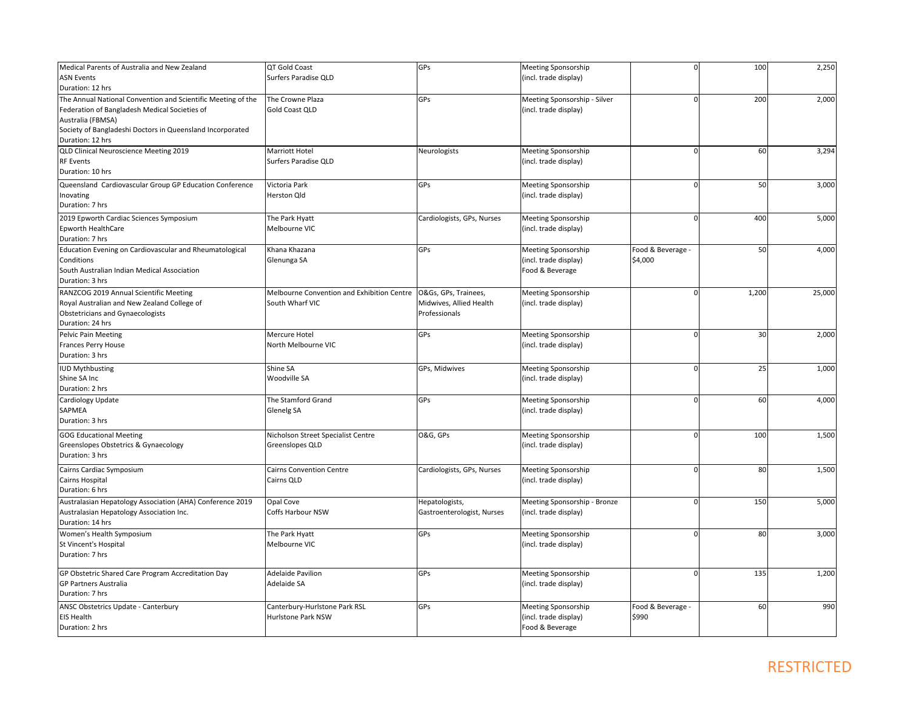| | | | | | | |
|---|---|---|---|---|---|---|
| Medical Parents of Australia and New Zealand<br>ASN Events<br>Duration: 12 hrs | QT Gold Coast<br>Surfers Paradise QLD | GPs | Meeting Sponsorship<br>(incl. trade display) | 0 | 100 | 2,250 |
| The Annual National Convention and Scientific Meeting of the Federation of Bangladesh Medical Societies of Australia (FBMSA)<br>Society of Bangladeshi Doctors in Queensland Incorporated<br>Duration: 12 hrs | The Crowne Plaza<br>Gold Coast QLD | GPs | Meeting Sponsorship - Silver<br>(incl. trade display) | 0 | 200 | 2,000 |
| QLD Clinical Neuroscience Meeting 2019<br>RF Events<br>Duration: 10 hrs | Marriott Hotel<br>Surfers Paradise QLD | Neurologists | Meeting Sponsorship<br>(incl. trade display) | 0 | 60 | 3,294 |
| Queensland Cardiovascular Group GP Education Conference<br>Inovating<br>Duration: 7 hrs | Victoria Park<br>Herston Qld | GPs | Meeting Sponsorship<br>(incl. trade display) | 0 | 50 | 3,000 |
| 2019 Epworth Cardiac Sciences Symposium<br>Epworth HealthCare<br>Duration: 7 hrs | The Park Hyatt<br>Melbourne VIC | Cardiologists, GPs, Nurses | Meeting Sponsorship<br>(incl. trade display) | 0 | 400 | 5,000 |
| Education Evening on Cardiovascular and Rheumatological Conditions<br>South Australian Indian Medical Association<br>Duration: 3 hrs | Khana Khazana<br>Glenunga SA | GPs | Meeting Sponsorship<br>(incl. trade display)<br>Food & Beverage | Food & Beverage - $4,000 | 50 | 4,000 |
| RANZCOG 2019 Annual Scientific Meeting<br>Royal Australian and New Zealand College of Obstetricians and Gynaecologists<br>Duration: 24 hrs | Melbourne Convention and Exhibition Centre<br>South Wharf VIC | O&Gs, GPs, Trainees, Midwives, Allied Health Professionals | Meeting Sponsorship<br>(incl. trade display) | 0 | 1,200 | 25,000 |
| Pelvic Pain Meeting<br>Frances Perry House<br>Duration: 3 hrs | Mercure Hotel<br>North Melbourne VIC | GPs | Meeting Sponsorship<br>(incl. trade display) | 0 | 30 | 2,000 |
| IUD Mythbusting<br>Shine SA Inc<br>Duration: 2 hrs | Shine SA<br>Woodville SA | GPs, Midwives | Meeting Sponsorship<br>(incl. trade display) | 0 | 25 | 1,000 |
| Cardiology Update<br>SAPMEA<br>Duration: 3 hrs | The Stamford Grand<br>Glenelg SA | GPs | Meeting Sponsorship<br>(incl. trade display) | 0 | 60 | 4,000 |
| GOG Educational Meeting<br>Greenslopes Obstetrics & Gynaecology<br>Duration: 3 hrs | Nicholson Street Specialist Centre<br>Greenslopes QLD | O&G, GPs | Meeting Sponsorship<br>(incl. trade display) | 0 | 100 | 1,500 |
| Cairns Cardiac Symposium<br>Cairns Hospital<br>Duration: 6 hrs | Cairns Convention Centre<br>Cairns QLD | Cardiologists, GPs, Nurses | Meeting Sponsorship<br>(incl. trade display) | 0 | 80 | 1,500 |
| Australasian Hepatology Association (AHA) Conference 2019<br>Australasian Hepatology Association Inc.<br>Duration: 14 hrs | Opal Cove<br>Coffs Harbour NSW | Hepatologists, Gastroenterologist, Nurses | Meeting Sponsorship - Bronze<br>(incl. trade display) | 0 | 150 | 5,000 |
| Women's Health Symposium<br>St Vincent's Hospital<br>Duration: 7 hrs | The Park Hyatt<br>Melbourne VIC | GPs | Meeting Sponsorship<br>(incl. trade display) | 0 | 80 | 3,000 |
| GP Obstetric Shared Care Program Accreditation Day<br>GP Partners Australia<br>Duration: 7 hrs | Adelaide Pavilion<br>Adelaide SA | GPs | Meeting Sponsorship<br>(incl. trade display) | 0 | 135 | 1,200 |
| ANSC Obstetrics Update - Canterbury<br>EIS Health<br>Duration: 2 hrs | Canterbury-Hurlstone Park RSL<br>Hurlstone Park NSW | GPs | Meeting Sponsorship<br>(incl. trade display)<br>Food & Beverage | Food & Beverage - $990 | 60 | 990 |

RESTRICTED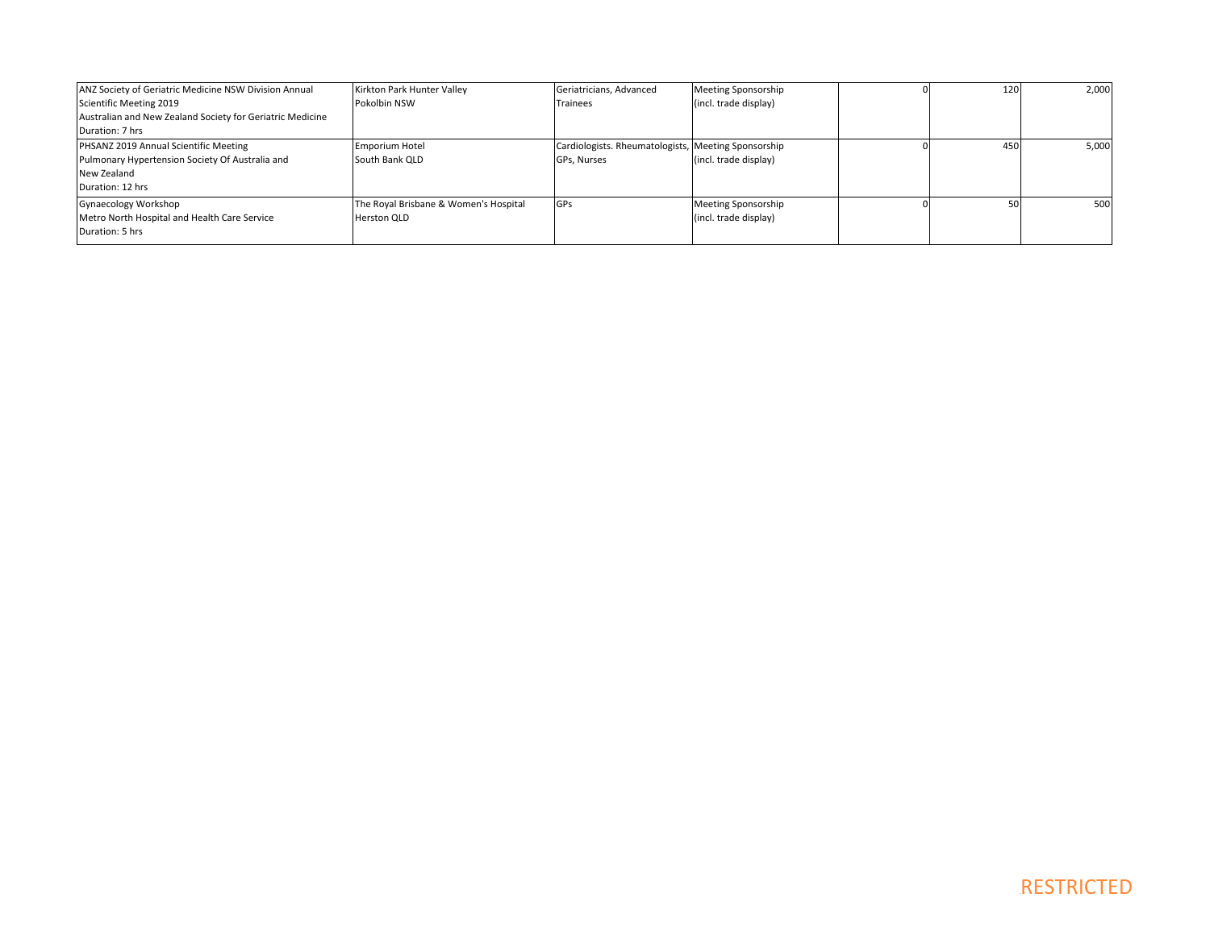| | | | | | | |
|---|---|---|---|---|---|---|
| ANZ Society of Geriatric Medicine NSW Division Annual Scientific Meeting 2019<br>Australian and New Zealand Society for Geriatric Medicine<br>Duration: 7 hrs | Kirkton Park Hunter Valley<br>Pokolbin NSW | Geriatricians, Advanced Trainees | Meeting Sponsorship (incl. trade display) | 0 | 120 | 2,000 |
| PHSANZ 2019 Annual Scientific Meeting<br>Pulmonary Hypertension Society Of Australia and New Zealand<br>Duration: 12 hrs | Emporium Hotel<br>South Bank QLD | Cardiologists. Rheumatologists, GPs, Nurses | Meeting Sponsorship (incl. trade display) | 0 | 450 | 5,000 |
| Gynaecology Workshop<br>Metro North Hospital and Health Care Service<br>Duration: 5 hrs | The Royal Brisbane & Women's Hospital<br>Herston QLD | GPs | Meeting Sponsorship (incl. trade display) | 0 | 50 | 500 |

RESTRICTED